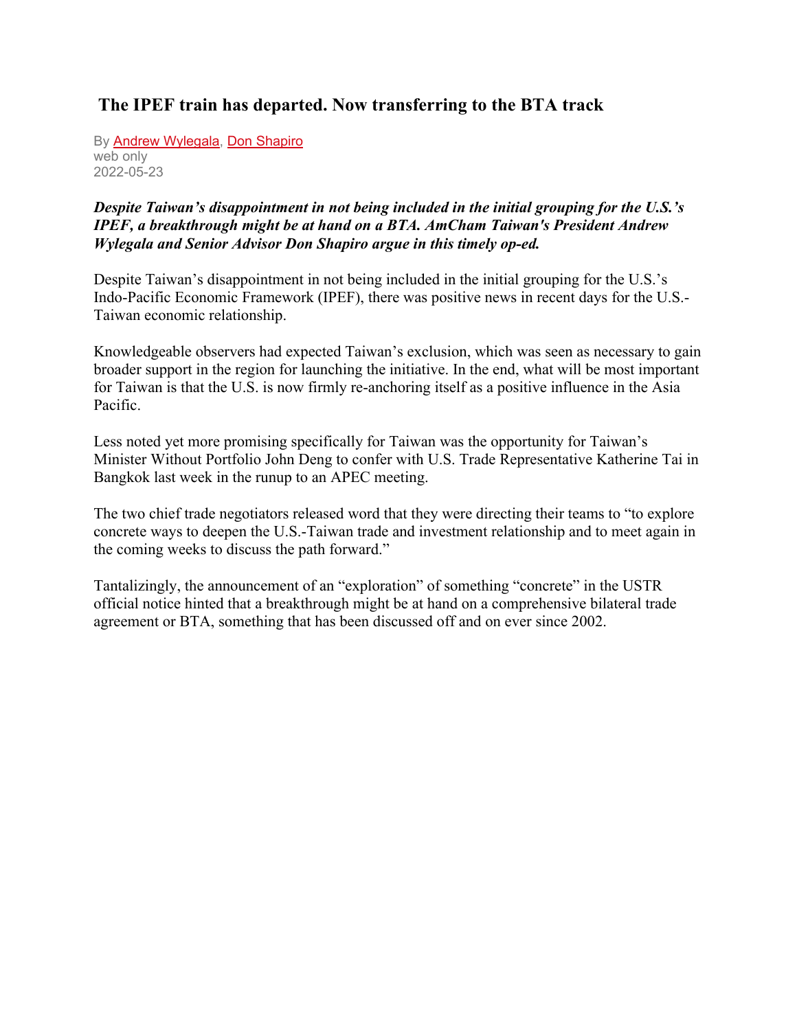# The IPEF train has departed. Now transferring to the BTA track

By Andrew Wylegala, Don Shapiro
web only
2022-05-23

***Despite Taiwan's disappointment in not being included in the initial grouping for the U.S.'s IPEF, a breakthrough might be at hand on a BTA. AmCham Taiwan's President Andrew Wylegala and Senior Advisor Don Shapiro argue in this timely op-ed.***

Despite Taiwan's disappointment in not being included in the initial grouping for the U.S.'s Indo-Pacific Economic Framework (IPEF), there was positive news in recent days for the U.S.-Taiwan economic relationship.

Knowledgeable observers had expected Taiwan's exclusion, which was seen as necessary to gain broader support in the region for launching the initiative. In the end, what will be most important for Taiwan is that the U.S. is now firmly re-anchoring itself as a positive influence in the Asia Pacific.

Less noted yet more promising specifically for Taiwan was the opportunity for Taiwan's Minister Without Portfolio John Deng to confer with U.S. Trade Representative Katherine Tai in Bangkok last week in the runup to an APEC meeting.

The two chief trade negotiators released word that they were directing their teams to "to explore concrete ways to deepen the U.S.-Taiwan trade and investment relationship and to meet again in the coming weeks to discuss the path forward."

Tantalizingly, the announcement of an "exploration" of something "concrete" in the USTR official notice hinted that a breakthrough might be at hand on a comprehensive bilateral trade agreement or BTA, something that has been discussed off and on ever since 2002.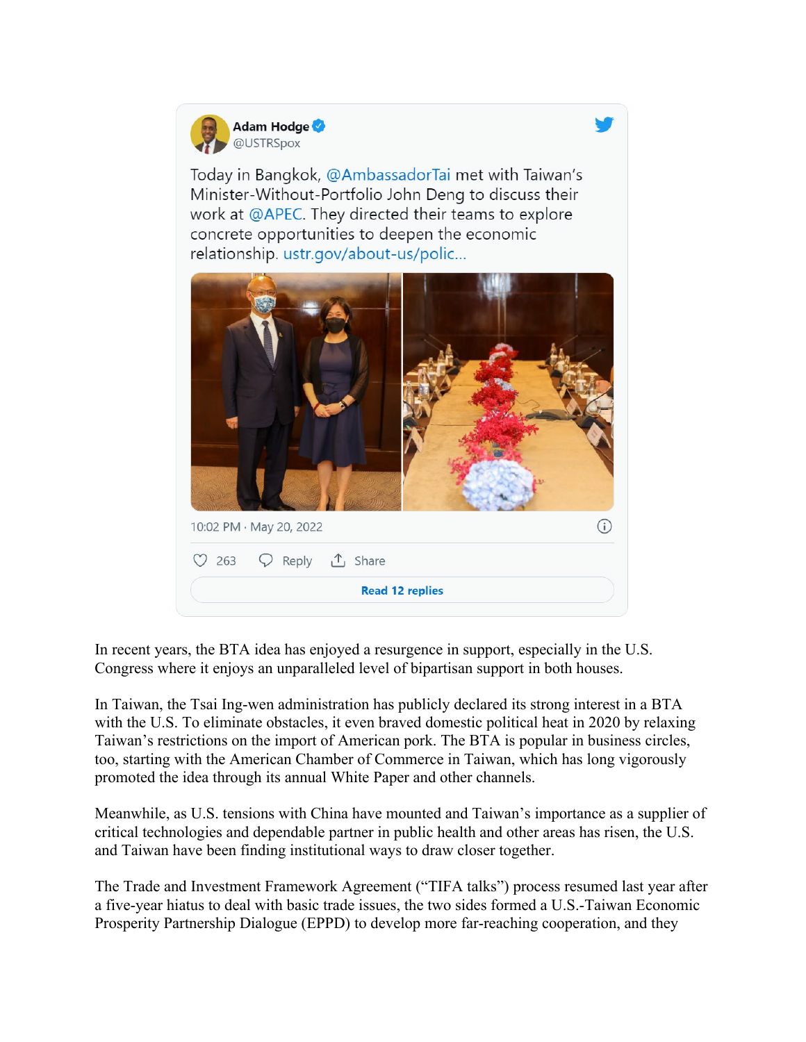Adam Hodge
@USTRSpox

Today in Bangkok, @AmbassadorTai met with Taiwan's Minister-Without-Portfolio John Deng to discuss their work at @APEC. They directed their teams to explore concrete opportunities to deepen the economic relationship. ustr.gov/about-us/polic...

10:02 PM · May 20, 2022

263 Reply Share

Read 12 replies

In recent years, the BTA idea has enjoyed a resurgence in support, especially in the U.S. Congress where it enjoys an unparalleled level of bipartisan support in both houses.

In Taiwan, the Tsai Ing-wen administration has publicly declared its strong interest in a BTA with the U.S. To eliminate obstacles, it even braved domestic political heat in 2020 by relaxing Taiwan's restrictions on the import of American pork. The BTA is popular in business circles, too, starting with the American Chamber of Commerce in Taiwan, which has long vigorously promoted the idea through its annual White Paper and other channels.

Meanwhile, as U.S. tensions with China have mounted and Taiwan's importance as a supplier of critical technologies and dependable partner in public health and other areas has risen, the U.S. and Taiwan have been finding institutional ways to draw closer together.

The Trade and Investment Framework Agreement ("TIFA talks") process resumed last year after a five-year hiatus to deal with basic trade issues, the two sides formed a U.S.-Taiwan Economic Prosperity Partnership Dialogue (EPPD) to develop more far-reaching cooperation, and they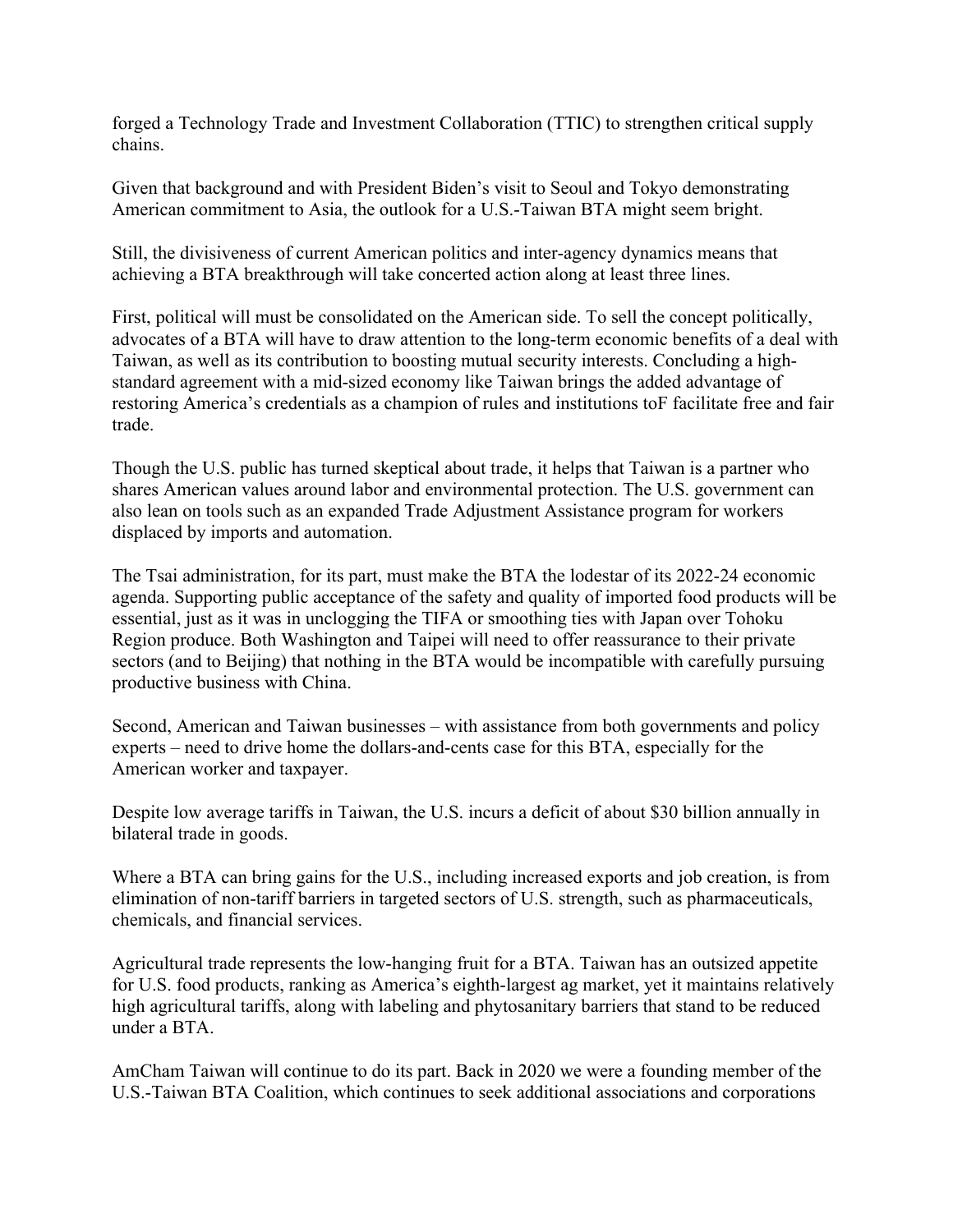forged a Technology Trade and Investment Collaboration (TTIC) to strengthen critical supply chains.

Given that background and with President Biden's visit to Seoul and Tokyo demonstrating American commitment to Asia, the outlook for a U.S.-Taiwan BTA might seem bright.

Still, the divisiveness of current American politics and inter-agency dynamics means that achieving a BTA breakthrough will take concerted action along at least three lines.

First, political will must be consolidated on the American side. To sell the concept politically, advocates of a BTA will have to draw attention to the long-term economic benefits of a deal with Taiwan, as well as its contribution to boosting mutual security interests. Concluding a high-standard agreement with a mid-sized economy like Taiwan brings the added advantage of restoring America's credentials as a champion of rules and institutions toF facilitate free and fair trade.

Though the U.S. public has turned skeptical about trade, it helps that Taiwan is a partner who shares American values around labor and environmental protection. The U.S. government can also lean on tools such as an expanded Trade Adjustment Assistance program for workers displaced by imports and automation.

The Tsai administration, for its part, must make the BTA the lodestar of its 2022-24 economic agenda. Supporting public acceptance of the safety and quality of imported food products will be essential, just as it was in unclogging the TIFA or smoothing ties with Japan over Tohoku Region produce. Both Washington and Taipei will need to offer reassurance to their private sectors (and to Beijing) that nothing in the BTA would be incompatible with carefully pursuing productive business with China.

Second, American and Taiwan businesses – with assistance from both governments and policy experts – need to drive home the dollars-and-cents case for this BTA, especially for the American worker and taxpayer.

Despite low average tariffs in Taiwan, the U.S. incurs a deficit of about $30 billion annually in bilateral trade in goods.

Where a BTA can bring gains for the U.S., including increased exports and job creation, is from elimination of non-tariff barriers in targeted sectors of U.S. strength, such as pharmaceuticals, chemicals, and financial services.

Agricultural trade represents the low-hanging fruit for a BTA. Taiwan has an outsized appetite for U.S. food products, ranking as America's eighth-largest ag market, yet it maintains relatively high agricultural tariffs, along with labeling and phytosanitary barriers that stand to be reduced under a BTA.

AmCham Taiwan will continue to do its part. Back in 2020 we were a founding member of the U.S.-Taiwan BTA Coalition, which continues to seek additional associations and corporations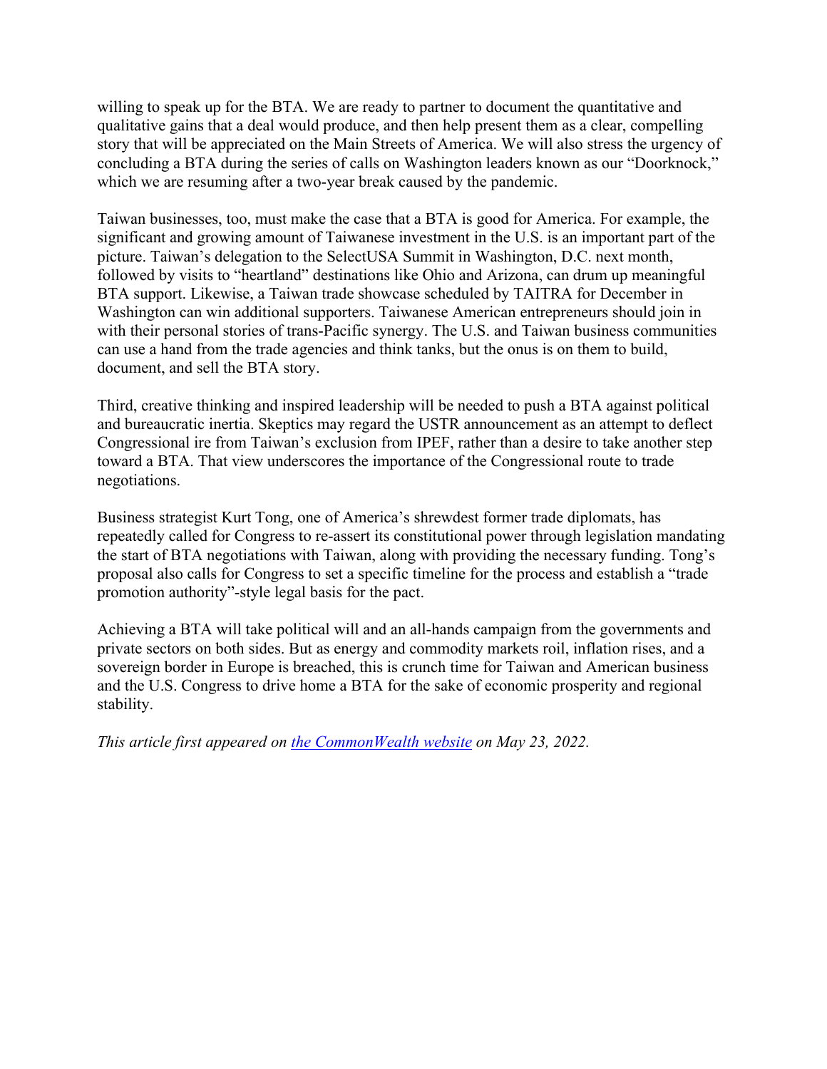willing to speak up for the BTA. We are ready to partner to document the quantitative and qualitative gains that a deal would produce, and then help present them as a clear, compelling story that will be appreciated on the Main Streets of America. We will also stress the urgency of concluding a BTA during the series of calls on Washington leaders known as our "Doorknock," which we are resuming after a two-year break caused by the pandemic.

Taiwan businesses, too, must make the case that a BTA is good for America. For example, the significant and growing amount of Taiwanese investment in the U.S. is an important part of the picture. Taiwan's delegation to the SelectUSA Summit in Washington, D.C. next month, followed by visits to "heartland" destinations like Ohio and Arizona, can drum up meaningful BTA support. Likewise, a Taiwan trade showcase scheduled by TAITRA for December in Washington can win additional supporters. Taiwanese American entrepreneurs should join in with their personal stories of trans-Pacific synergy. The U.S. and Taiwan business communities can use a hand from the trade agencies and think tanks, but the onus is on them to build, document, and sell the BTA story.

Third, creative thinking and inspired leadership will be needed to push a BTA against political and bureaucratic inertia. Skeptics may regard the USTR announcement as an attempt to deflect Congressional ire from Taiwan's exclusion from IPEF, rather than a desire to take another step toward a BTA. That view underscores the importance of the Congressional route to trade negotiations.

Business strategist Kurt Tong, one of America's shrewdest former trade diplomats, has repeatedly called for Congress to re-assert its constitutional power through legislation mandating the start of BTA negotiations with Taiwan, along with providing the necessary funding. Tong's proposal also calls for Congress to set a specific timeline for the process and establish a "trade promotion authority"-style legal basis for the pact.

Achieving a BTA will take political will and an all-hands campaign from the governments and private sectors on both sides. But as energy and commodity markets roil, inflation rises, and a sovereign border in Europe is breached, this is crunch time for Taiwan and American business and the U.S. Congress to drive home a BTA for the sake of economic prosperity and regional stability.

*This article first appeared on the CommonWealth website on May 23, 2022.*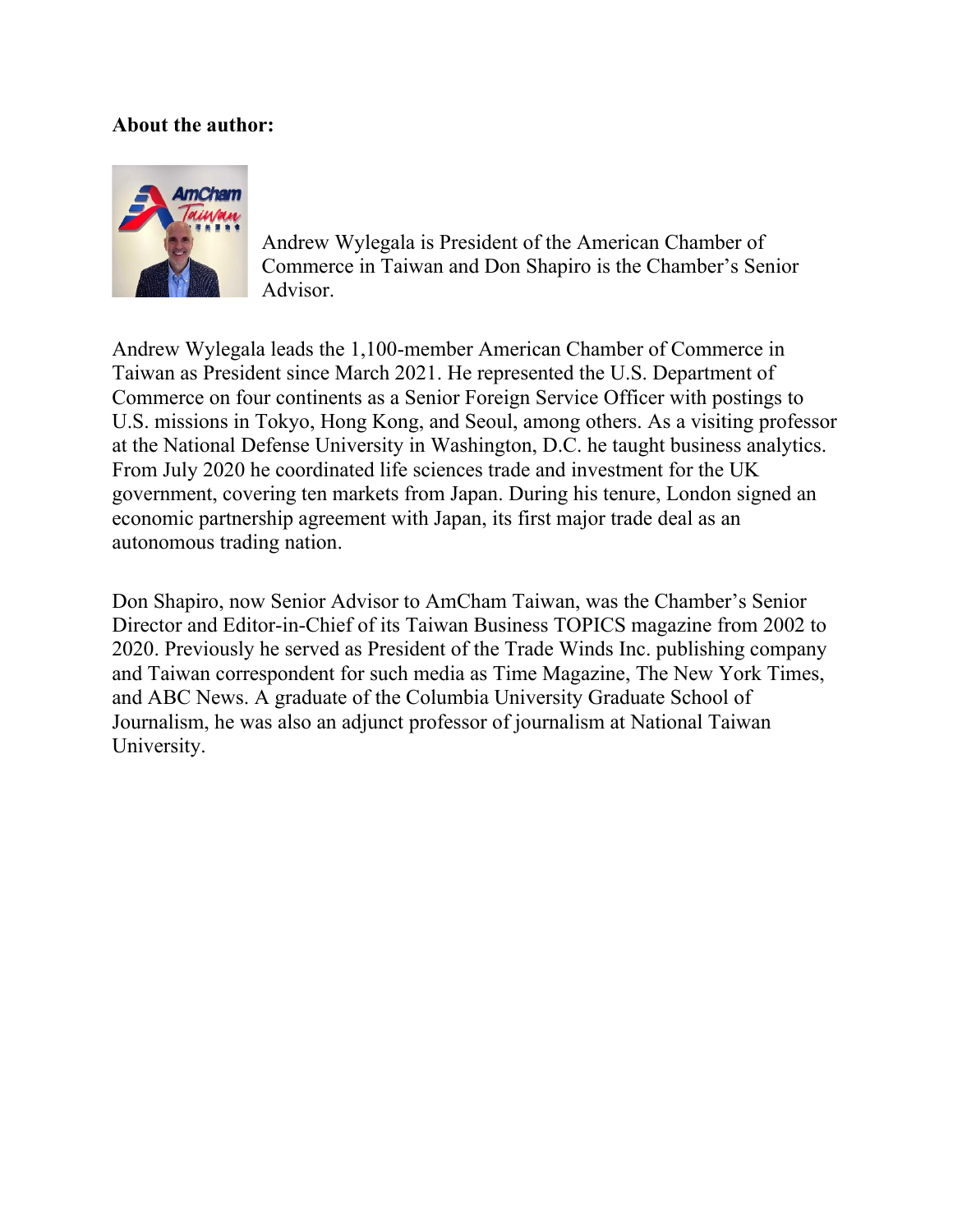**About the author:**

Andrew Wylegala is President of the American Chamber of Commerce in Taiwan and Don Shapiro is the Chamber's Senior Advisor.

Andrew Wylegala leads the 1,100-member American Chamber of Commerce in Taiwan as President since March 2021. He represented the U.S. Department of Commerce on four continents as a Senior Foreign Service Officer with postings to U.S. missions in Tokyo, Hong Kong, and Seoul, among others. As a visiting professor at the National Defense University in Washington, D.C. he taught business analytics. From July 2020 he coordinated life sciences trade and investment for the UK government, covering ten markets from Japan. During his tenure, London signed an economic partnership agreement with Japan, its first major trade deal as an autonomous trading nation.

Don Shapiro, now Senior Advisor to AmCham Taiwan, was the Chamber's Senior Director and Editor-in-Chief of its Taiwan Business TOPICS magazine from 2002 to 2020. Previously he served as President of the Trade Winds Inc. publishing company and Taiwan correspondent for such media as Time Magazine, The New York Times, and ABC News. A graduate of the Columbia University Graduate School of Journalism, he was also an adjunct professor of journalism at National Taiwan University.